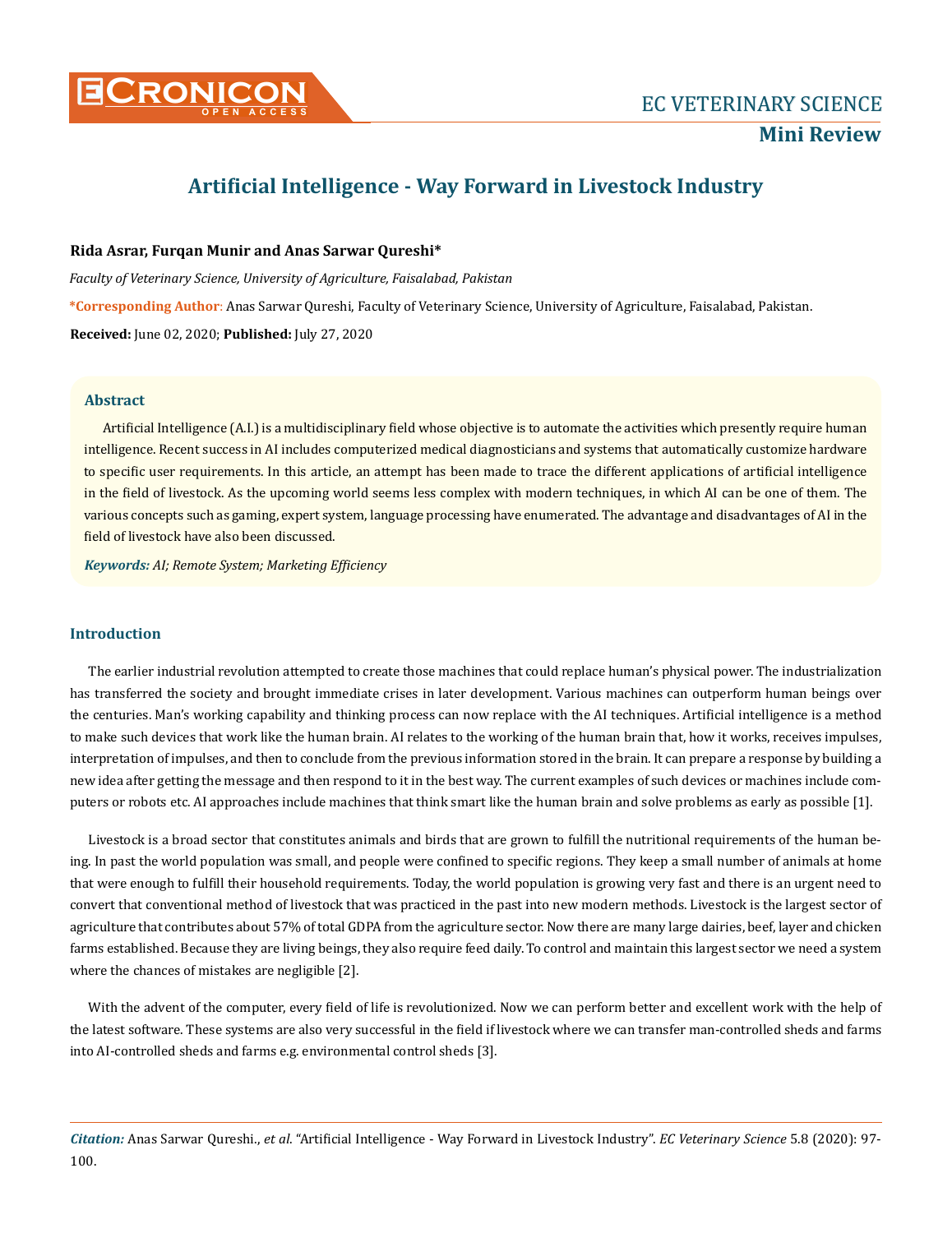**Mini Review**

# Artificial Intelligence - Way Forward in Livestock Industry

**Rida Asrar, Furqan Munir and Anas Sarwar Qureshi***

*Faculty of Veterinary Science, University of Agriculture, Faisalabad, Pakistan*

***Corresponding Author**: Anas Sarwar Qureshi, Faculty of Veterinary Science, University of Agriculture, Faisalabad, Pakistan.

**Received:** June 02, 2020; **Published:** July 27, 2020

## Abstract

Artificial Intelligence (A.I.) is a multidisciplinary field whose objective is to automate the activities which presently require human intelligence. Recent success in AI includes computerized medical diagnosticians and systems that automatically customize hardware to specific user requirements. In this article, an attempt has been made to trace the different applications of artificial intelligence in the field of livestock. As the upcoming world seems less complex with modern techniques, in which AI can be one of them. The various concepts such as gaming, expert system, language processing have enumerated. The advantage and disadvantages of AI in the field of livestock have also been discussed.

***Keywords:*** *AI; Remote System; Marketing Efficiency*

## Introduction

The earlier industrial revolution attempted to create those machines that could replace human's physical power. The industrialization has transferred the society and brought immediate crises in later development. Various machines can outperform human beings over the centuries. Man's working capability and thinking process can now replace with the AI techniques. Artificial intelligence is a method to make such devices that work like the human brain. AI relates to the working of the human brain that, how it works, receives impulses, interpretation of impulses, and then to conclude from the previous information stored in the brain. It can prepare a response by building a new idea after getting the message and then respond to it in the best way. The current examples of such devices or machines include computers or robots etc. AI approaches include machines that think smart like the human brain and solve problems as early as possible [1].

Livestock is a broad sector that constitutes animals and birds that are grown to fulfill the nutritional requirements of the human being. In past the world population was small, and people were confined to specific regions. They keep a small number of animals at home that were enough to fulfill their household requirements. Today, the world population is growing very fast and there is an urgent need to convert that conventional method of livestock that was practiced in the past into new modern methods. Livestock is the largest sector of agriculture that contributes about 57% of total GDPA from the agriculture sector. Now there are many large dairies, beef, layer and chicken farms established. Because they are living beings, they also require feed daily. To control and maintain this largest sector we need a system where the chances of mistakes are negligible [2].

With the advent of the computer, every field of life is revolutionized. Now we can perform better and excellent work with the help of the latest software. These systems are also very successful in the field if livestock where we can transfer man-controlled sheds and farms into AI-controlled sheds and farms e.g. environmental control sheds [3].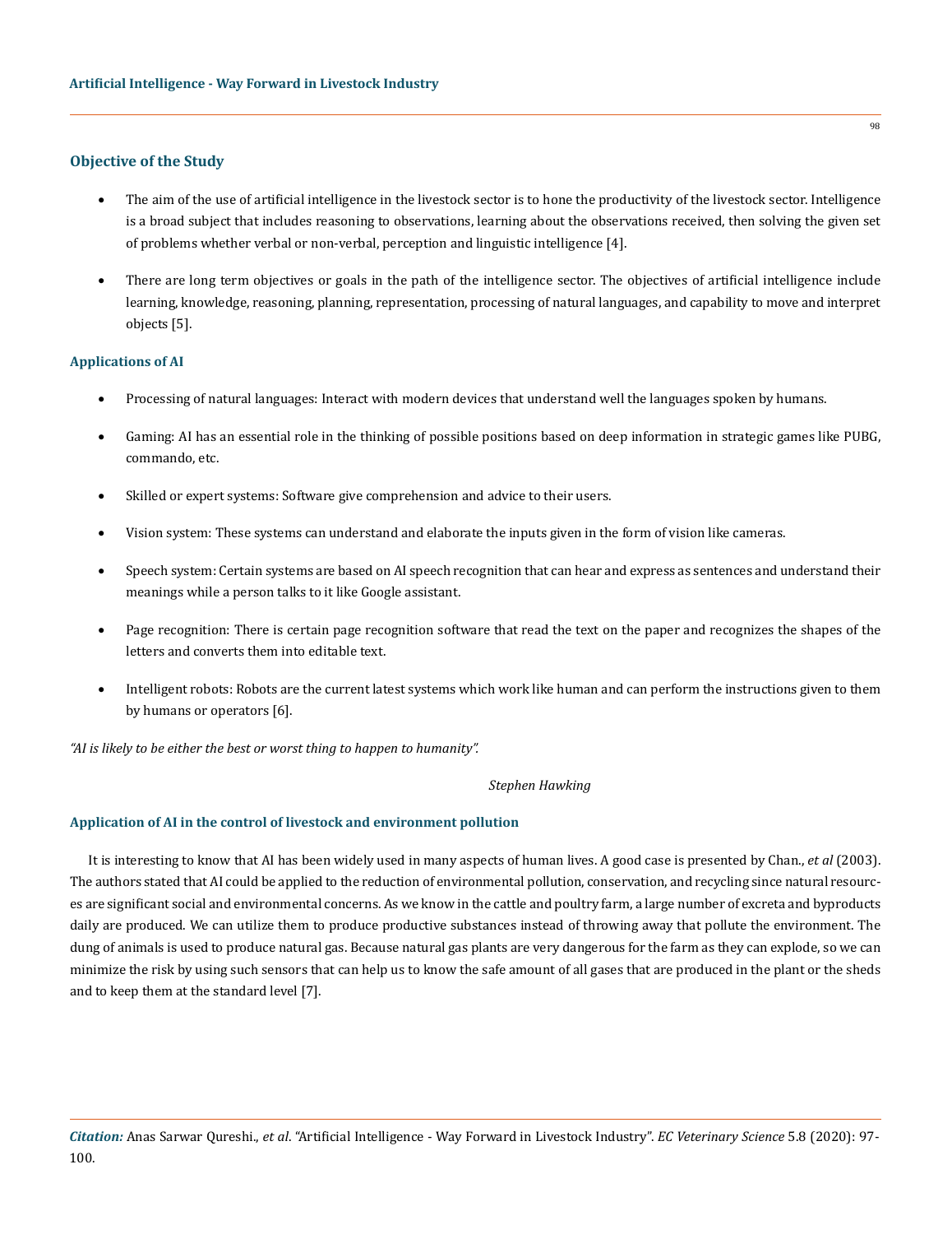## Objective of the Study

- The aim of the use of artificial intelligence in the livestock sector is to hone the productivity of the livestock sector. Intelligence is a broad subject that includes reasoning to observations, learning about the observations received, then solving the given set of problems whether verbal or non-verbal, perception and linguistic intelligence [4].
- There are long term objectives or goals in the path of the intelligence sector. The objectives of artificial intelligence include learning, knowledge, reasoning, planning, representation, processing of natural languages, and capability to move and interpret objects [5].

### Applications of AI

- Processing of natural languages: Interact with modern devices that understand well the languages spoken by humans.
- Gaming: AI has an essential role in the thinking of possible positions based on deep information in strategic games like PUBG, commando, etc.
- Skilled or expert systems: Software give comprehension and advice to their users.
- Vision system: These systems can understand and elaborate the inputs given in the form of vision like cameras.
- Speech system: Certain systems are based on AI speech recognition that can hear and express as sentences and understand their meanings while a person talks to it like Google assistant.
- Page recognition: There is certain page recognition software that read the text on the paper and recognizes the shapes of the letters and converts them into editable text.
- Intelligent robots: Robots are the current latest systems which work like human and can perform the instructions given to them by humans or operators [6].

*"AI is likely to be either the best or worst thing to happen to humanity".*

*Stephen Hawking*

### Application of AI in the control of livestock and environment pollution

It is interesting to know that AI has been widely used in many aspects of human lives. A good case is presented by Chan., *et al* (2003). The authors stated that AI could be applied to the reduction of environmental pollution, conservation, and recycling since natural resources are significant social and environmental concerns. As we know in the cattle and poultry farm, a large number of excreta and byproducts daily are produced. We can utilize them to produce productive substances instead of throwing away that pollute the environment. The dung of animals is used to produce natural gas. Because natural gas plants are very dangerous for the farm as they can explode, so we can minimize the risk by using such sensors that can help us to know the safe amount of all gases that are produced in the plant or the sheds and to keep them at the standard level [7].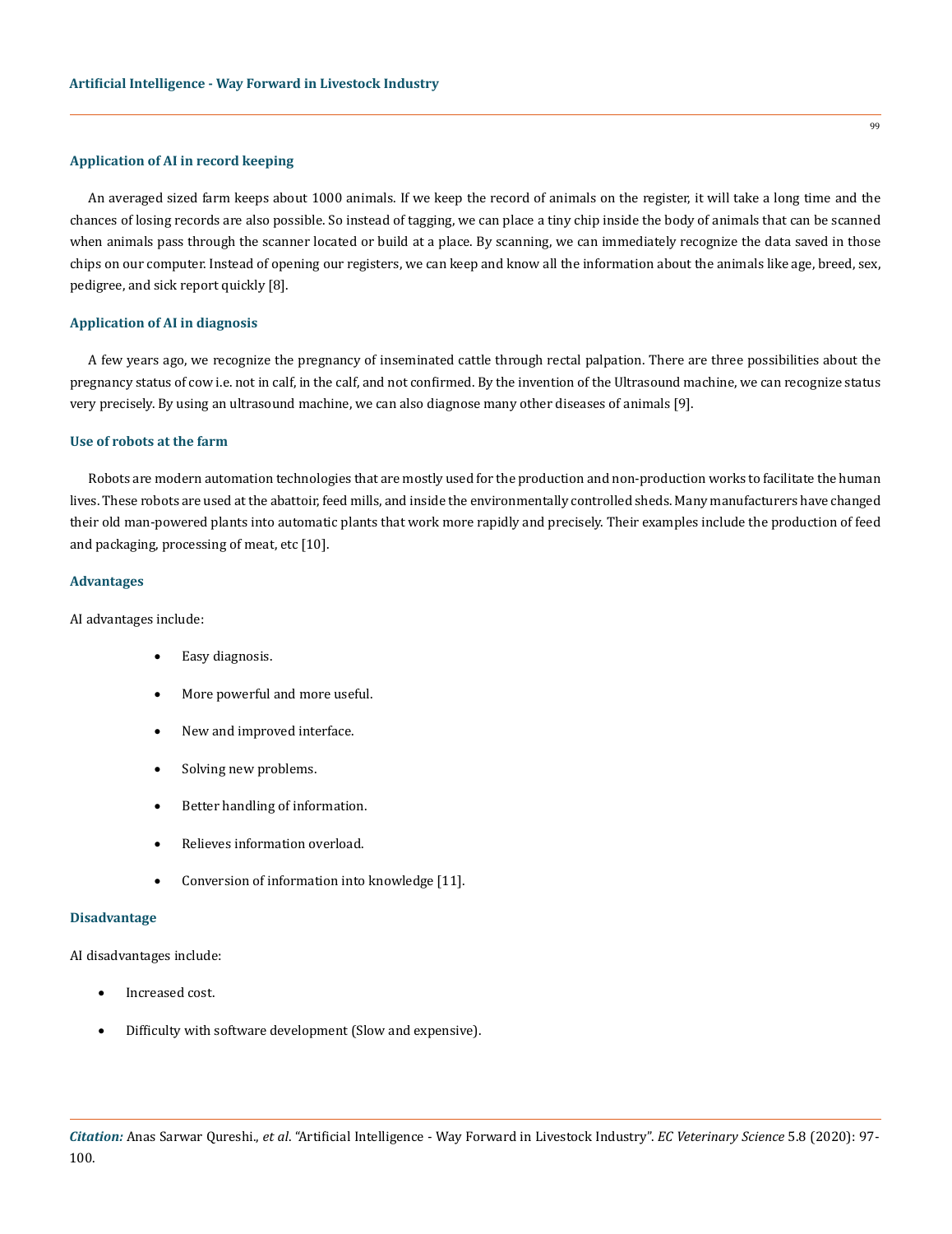### Application of AI in record keeping

An averaged sized farm keeps about 1000 animals. If we keep the record of animals on the register, it will take a long time and the chances of losing records are also possible. So instead of tagging, we can place a tiny chip inside the body of animals that can be scanned when animals pass through the scanner located or build at a place. By scanning, we can immediately recognize the data saved in those chips on our computer. Instead of opening our registers, we can keep and know all the information about the animals like age, breed, sex, pedigree, and sick report quickly [8].

### Application of AI in diagnosis

A few years ago, we recognize the pregnancy of inseminated cattle through rectal palpation. There are three possibilities about the pregnancy status of cow i.e. not in calf, in the calf, and not confirmed. By the invention of the Ultrasound machine, we can recognize status very precisely. By using an ultrasound machine, we can also diagnose many other diseases of animals [9].

### Use of robots at the farm

Robots are modern automation technologies that are mostly used for the production and non-production works to facilitate the human lives. These robots are used at the abattoir, feed mills, and inside the environmentally controlled sheds. Many manufacturers have changed their old man-powered plants into automatic plants that work more rapidly and precisely. Their examples include the production of feed and packaging, processing of meat, etc [10].

### Advantages

AI advantages include:

- Easy diagnosis.
- More powerful and more useful.
- New and improved interface.
- Solving new problems.
- Better handling of information.
- Relieves information overload.
- Conversion of information into knowledge [11].

### Disadvantage

AI disadvantages include:

- Increased cost.
- Difficulty with software development (Slow and expensive).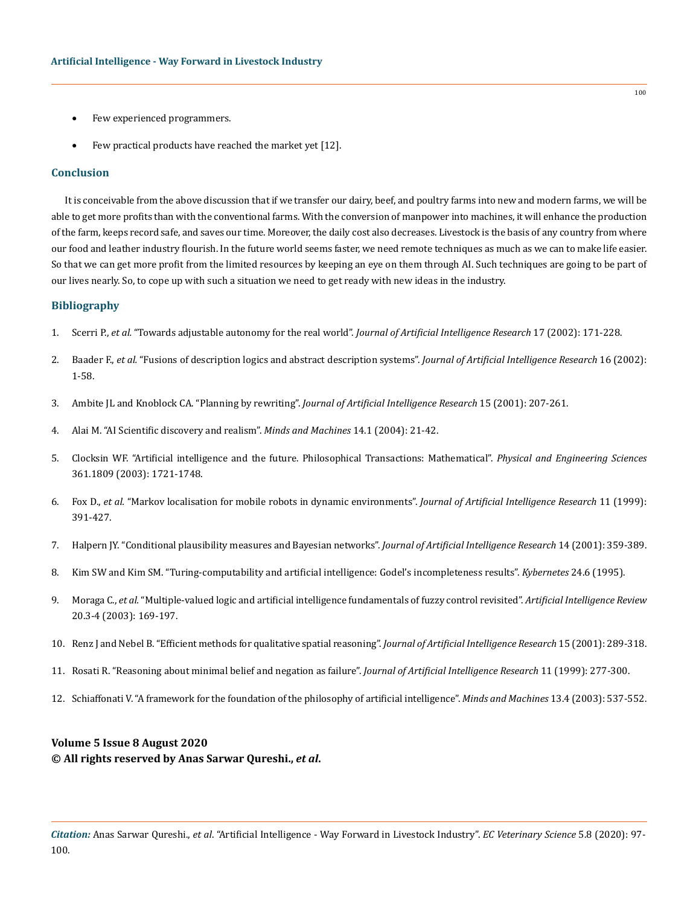- Few experienced programmers.
- Few practical products have reached the market yet [12].

## Conclusion

It is conceivable from the above discussion that if we transfer our dairy, beef, and poultry farms into new and modern farms, we will be able to get more profits than with the conventional farms. With the conversion of manpower into machines, it will enhance the production of the farm, keeps record safe, and saves our time. Moreover, the daily cost also decreases. Livestock is the basis of any country from where our food and leather industry flourish. In the future world seems faster, we need remote techniques as much as we can to make life easier. So that we can get more profit from the limited resources by keeping an eye on them through AI. Such techniques are going to be part of our lives nearly. So, to cope up with such a situation we need to get ready with new ideas in the industry.

## Bibliography

1. Scerri P., *et al.* "Towards adjustable autonomy for the real world". *Journal of Artificial Intelligence Research* 17 (2002): 171-228.
2. Baader F., *et al.* "Fusions of description logics and abstract description systems". *Journal of Artificial Intelligence Research* 16 (2002): 1-58.
3. Ambite JL and Knoblock CA. "Planning by rewriting". *Journal of Artificial Intelligence Research* 15 (2001): 207-261.
4. Alai M. "AI Scientific discovery and realism". *Minds and Machines* 14.1 (2004): 21-42.
5. Clocksin WF. "Artificial intelligence and the future. Philosophical Transactions: Mathematical". *Physical and Engineering Sciences* 361.1809 (2003): 1721-1748.
6. Fox D., *et al.* "Markov localisation for mobile robots in dynamic environments". *Journal of Artificial Intelligence Research* 11 (1999): 391-427.
7. Halpern JY. "Conditional plausibility measures and Bayesian networks". *Journal of Artificial Intelligence Research* 14 (2001): 359-389.
8. Kim SW and Kim SM. "Turing-computability and artificial intelligence: Godel's incompleteness results". *Kybernetes* 24.6 (1995).
9. Moraga C., *et al.* "Multiple-valued logic and artificial intelligence fundamentals of fuzzy control revisited". *Artificial Intelligence Review* 20.3-4 (2003): 169-197.
10. Renz J and Nebel B. "Efficient methods for qualitative spatial reasoning". *Journal of Artificial Intelligence Research* 15 (2001): 289-318.
11. Rosati R. "Reasoning about minimal belief and negation as failure". *Journal of Artificial Intelligence Research* 11 (1999): 277-300.
12. Schiaffonati V. "A framework for the foundation of the philosophy of artificial intelligence". *Minds and Machines* 13.4 (2003): 537-552.

**Volume 5 Issue 8 August 2020**
**© All rights reserved by Anas Sarwar Qureshi., *et al*.**